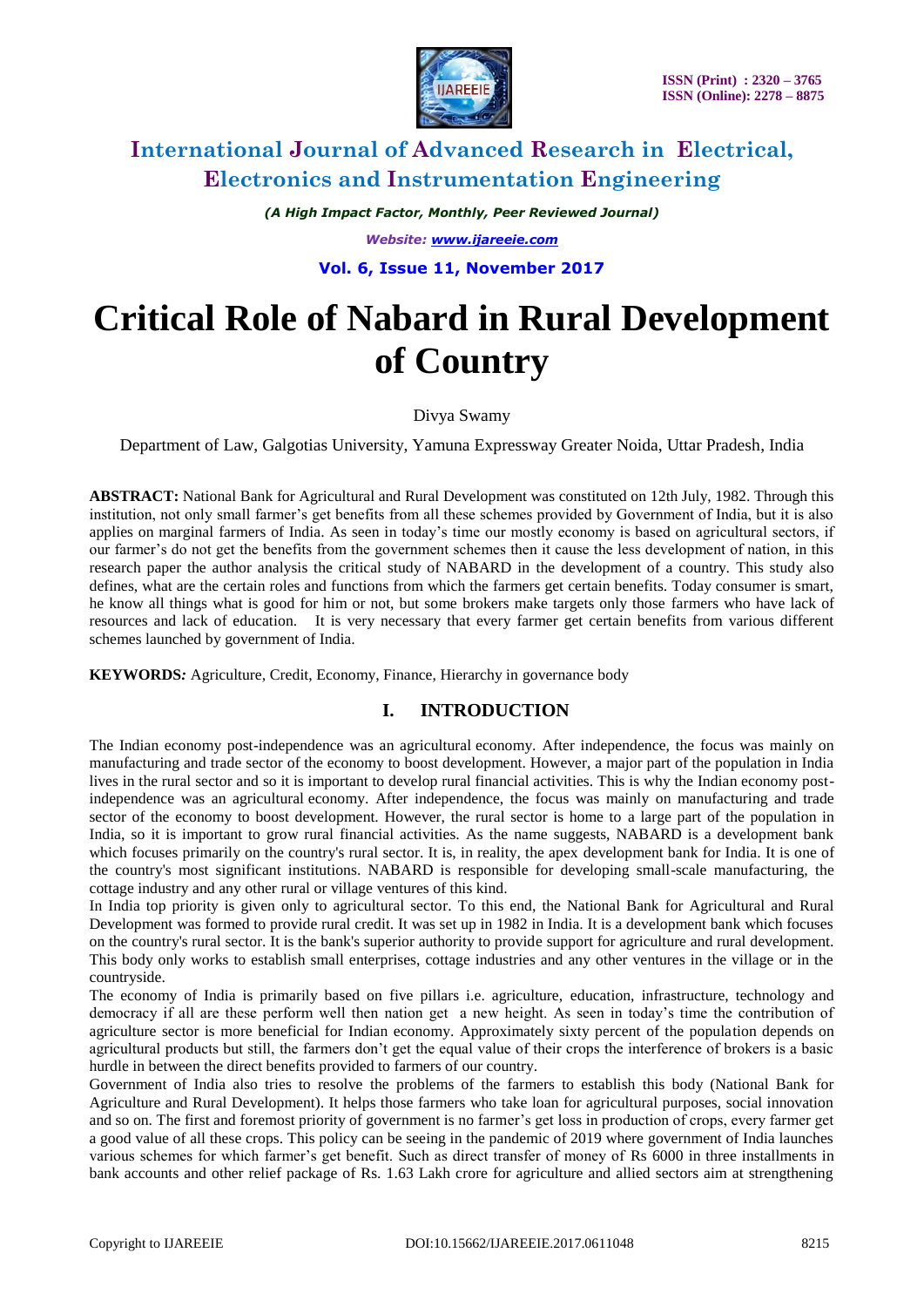# International Journal of Advanced Research in Electrical, Electronics and Instrumentation Engineering

*(A High Impact Factor, Monthly, Peer Reviewed Journal)*

*Website: www.ijareeie.com*

**Vol. 6, Issue 11, November 2017**

# Critical Role of Nabard in Rural Development of Country

Divya Swamy

Department of Law, Galgotias University, Yamuna Expressway Greater Noida, Uttar Pradesh, India

**ABSTRACT:** National Bank for Agricultural and Rural Development was constituted on 12th July, 1982. Through this institution, not only small farmer's get benefits from all these schemes provided by Government of India, but it is also applies on marginal farmers of India. As seen in today's time our mostly economy is based on agricultural sectors, if our farmer's do not get the benefits from the government schemes then it cause the less development of nation, in this research paper the author analysis the critical study of NABARD in the development of a country. This study also defines, what are the certain roles and functions from which the farmers get certain benefits. Today consumer is smart, he know all things what is good for him or not, but some brokers make targets only those farmers who have lack of resources and lack of education. It is very necessary that every farmer get certain benefits from various different schemes launched by government of India.

**KEYWORDS*:*** Agriculture, Credit, Economy, Finance, Hierarchy in governance body

## I. INTRODUCTION

The Indian economy post-independence was an agricultural economy. After independence, the focus was mainly on manufacturing and trade sector of the economy to boost development. However, a major part of the population in India lives in the rural sector and so it is important to develop rural financial activities. This is why the Indian economy post-independence was an agricultural economy. After independence, the focus was mainly on manufacturing and trade sector of the economy to boost development. However, the rural sector is home to a large part of the population in India, so it is important to grow rural financial activities. As the name suggests, NABARD is a development bank which focuses primarily on the country's rural sector. It is, in reality, the apex development bank for India. It is one of the country's most significant institutions. NABARD is responsible for developing small-scale manufacturing, the cottage industry and any other rural or village ventures of this kind.

In India top priority is given only to agricultural sector. To this end, the National Bank for Agricultural and Rural Development was formed to provide rural credit. It was set up in 1982 in India. It is a development bank which focuses on the country's rural sector. It is the bank's superior authority to provide support for agriculture and rural development. This body only works to establish small enterprises, cottage industries and any other ventures in the village or in the countryside.

The economy of India is primarily based on five pillars i.e. agriculture, education, infrastructure, technology and democracy if all are these perform well then nation get a new height. As seen in today's time the contribution of agriculture sector is more beneficial for Indian economy. Approximately sixty percent of the population depends on agricultural products but still, the farmers don't get the equal value of their crops the interference of brokers is a basic hurdle in between the direct benefits provided to farmers of our country.

Government of India also tries to resolve the problems of the farmers to establish this body (National Bank for Agriculture and Rural Development). It helps those farmers who take loan for agricultural purposes, social innovation and so on. The first and foremost priority of government is no farmer's get loss in production of crops, every farmer get a good value of all these crops. This policy can be seeing in the pandemic of 2019 where government of India launches various schemes for which farmer's get benefit. Such as direct transfer of money of Rs 6000 in three installments in bank accounts and other relief package of Rs. 1.63 Lakh crore for agriculture and allied sectors aim at strengthening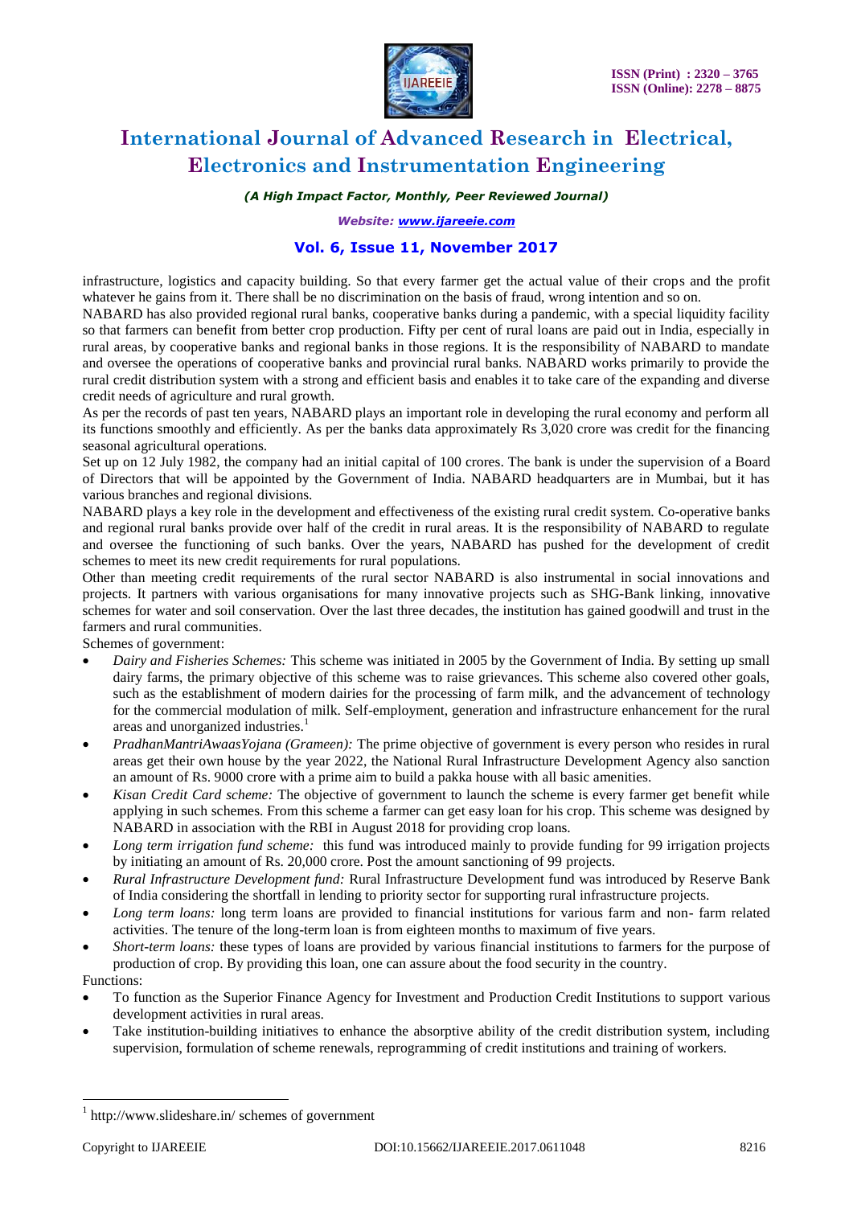infrastructure, logistics and capacity building. So that every farmer get the actual value of their crops and the profit whatever he gains from it. There shall be no discrimination on the basis of fraud, wrong intention and so on.

NABARD has also provided regional rural banks, cooperative banks during a pandemic, with a special liquidity facility so that farmers can benefit from better crop production. Fifty per cent of rural loans are paid out in India, especially in rural areas, by cooperative banks and regional banks in those regions. It is the responsibility of NABARD to mandate and oversee the operations of cooperative banks and provincial rural banks. NABARD works primarily to provide the rural credit distribution system with a strong and efficient basis and enables it to take care of the expanding and diverse credit needs of agriculture and rural growth.

As per the records of past ten years, NABARD plays an important role in developing the rural economy and perform all its functions smoothly and efficiently. As per the banks data approximately Rs 3,020 crore was credit for the financing seasonal agricultural operations.

Set up on 12 July 1982, the company had an initial capital of 100 crores. The bank is under the supervision of a Board of Directors that will be appointed by the Government of India. NABARD headquarters are in Mumbai, but it has various branches and regional divisions.

NABARD plays a key role in the development and effectiveness of the existing rural credit system. Co-operative banks and regional rural banks provide over half of the credit in rural areas. It is the responsibility of NABARD to regulate and oversee the functioning of such banks. Over the years, NABARD has pushed for the development of credit schemes to meet its new credit requirements for rural populations.

Other than meeting credit requirements of the rural sector NABARD is also instrumental in social innovations and projects. It partners with various organisations for many innovative projects such as SHG-Bank linking, innovative schemes for water and soil conservation. Over the last three decades, the institution has gained goodwill and trust in the farmers and rural communities.

Schemes of government:

- *Dairy and Fisheries Schemes:* This scheme was initiated in 2005 by the Government of India. By setting up small dairy farms, the primary objective of this scheme was to raise grievances. This scheme also covered other goals, such as the establishment of modern dairies for the processing of farm milk, and the advancement of technology for the commercial modulation of milk. Self-employment, generation and infrastructure enhancement for the rural areas and unorganized industries.[1]
- *PradhanMantriAwaasYojana (Grameen):* The prime objective of government is every person who resides in rural areas get their own house by the year 2022, the National Rural Infrastructure Development Agency also sanction an amount of Rs. 9000 crore with a prime aim to build a pakka house with all basic amenities.
- *Kisan Credit Card scheme:* The objective of government to launch the scheme is every farmer get benefit while applying in such schemes. From this scheme a farmer can get easy loan for his crop. This scheme was designed by NABARD in association with the RBI in August 2018 for providing crop loans.
- *Long term irrigation fund scheme:* this fund was introduced mainly to provide funding for 99 irrigation projects by initiating an amount of Rs. 20,000 crore. Post the amount sanctioning of 99 projects.
- *Rural Infrastructure Development fund:* Rural Infrastructure Development fund was introduced by Reserve Bank of India considering the shortfall in lending to priority sector for supporting rural infrastructure projects.
- *Long term loans:* long term loans are provided to financial institutions for various farm and non- farm related activities. The tenure of the long-term loan is from eighteen months to maximum of five years.
- *Short-term loans:* these types of loans are provided by various financial institutions to farmers for the purpose of production of crop. By providing this loan, one can assure about the food security in the country.

Functions:

- To function as the Superior Finance Agency for Investment and Production Credit Institutions to support various development activities in rural areas.
- Take institution-building initiatives to enhance the absorptive ability of the credit distribution system, including supervision, formulation of scheme renewals, reprogramming of credit institutions and training of workers.

[1] http://www.slideshare.in/ schemes of government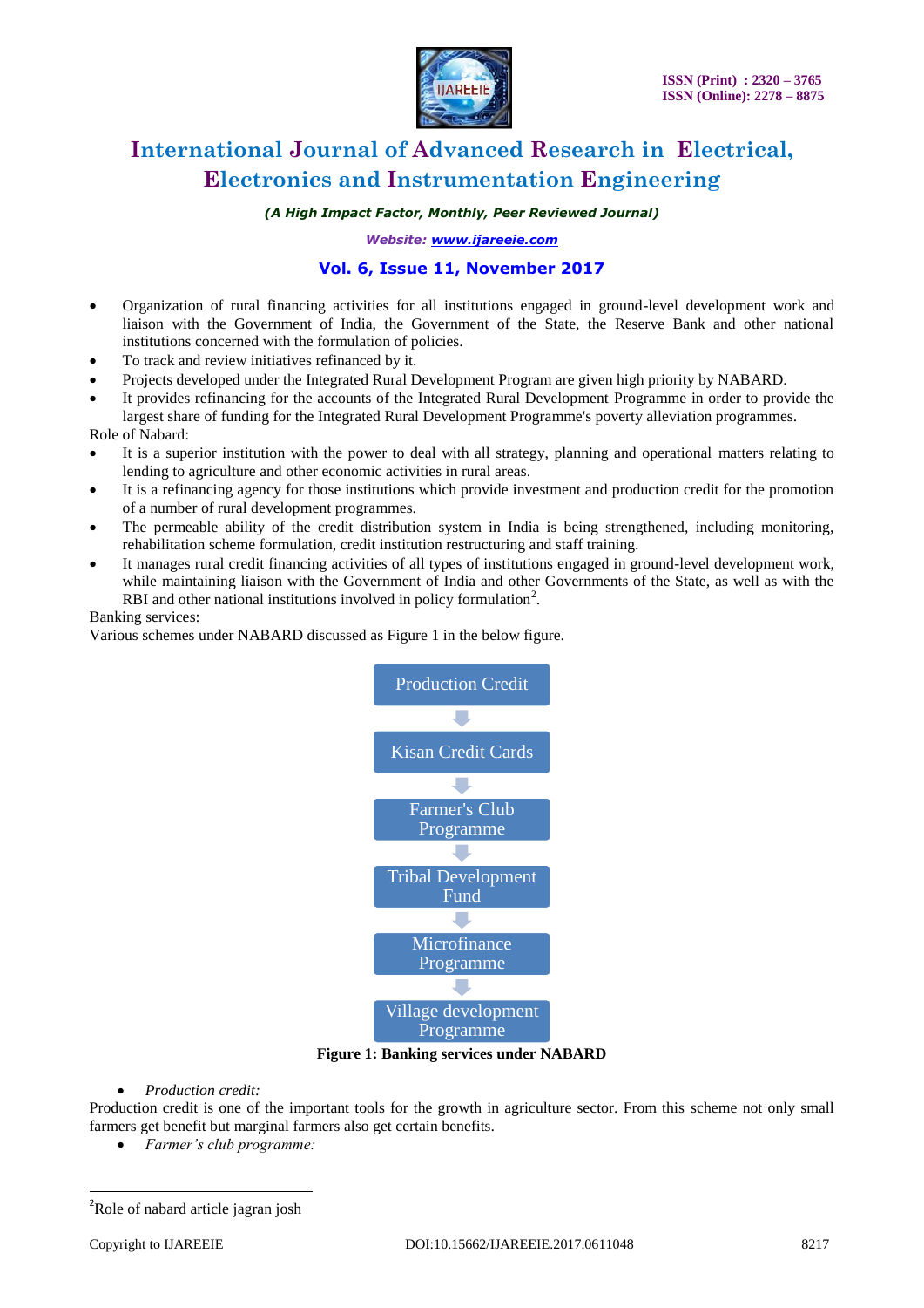- Organization of rural financing activities for all institutions engaged in ground-level development work and liaison with the Government of India, the Government of the State, the Reserve Bank and other national institutions concerned with the formulation of policies.
- To track and review initiatives refinanced by it.
- Projects developed under the Integrated Rural Development Program are given high priority by NABARD.
- It provides refinancing for the accounts of the Integrated Rural Development Programme in order to provide the largest share of funding for the Integrated Rural Development Programme's poverty alleviation programmes.

Role of Nabard:

- It is a superior institution with the power to deal with all strategy, planning and operational matters relating to lending to agriculture and other economic activities in rural areas.
- It is a refinancing agency for those institutions which provide investment and production credit for the promotion of a number of rural development programmes.
- The permeable ability of the credit distribution system in India is being strengthened, including monitoring, rehabilitation scheme formulation, credit institution restructuring and staff training.
- It manages rural credit financing activities of all types of institutions engaged in ground-level development work, while maintaining liaison with the Government of India and other Governments of the State, as well as with the RBI and other national institutions involved in policy formulation[2].

Banking services:

Various schemes under NABARD discussed as Figure 1 in the below figure.

Production Credit → Kisan Credit Cards → Farmer's Club Programme → Tribal Development Fund → Microfinance Programme → Village development Programme

**Figure 1: Banking services under NABARD**

- *Production credit:*

Production credit is one of the important tools for the growth in agriculture sector. From this scheme not only small farmers get benefit but marginal farmers also get certain benefits.

- *Farmer's club programme:*

[2]Role of nabard article jagran josh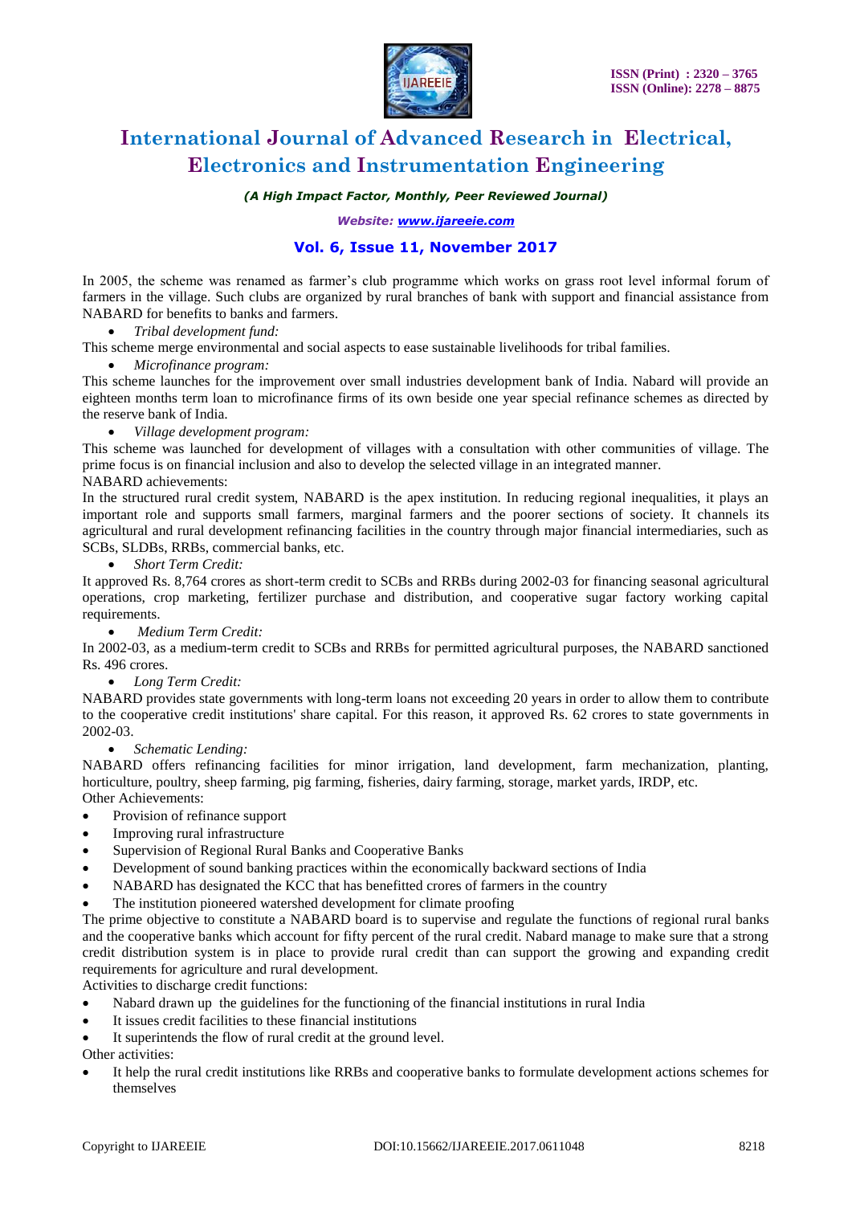In 2005, the scheme was renamed as farmer's club programme which works on grass root level informal forum of farmers in the village. Such clubs are organized by rural branches of bank with support and financial assistance from NABARD for benefits to banks and farmers.

- *Tribal development fund:*

This scheme merge environmental and social aspects to ease sustainable livelihoods for tribal families.

- *Microfinance program:*

This scheme launches for the improvement over small industries development bank of India. Nabard will provide an eighteen months term loan to microfinance firms of its own beside one year special refinance schemes as directed by the reserve bank of India.

- *Village development program:*

This scheme was launched for development of villages with a consultation with other communities of village. The prime focus is on financial inclusion and also to develop the selected village in an integrated manner.

NABARD achievements:

In the structured rural credit system, NABARD is the apex institution. In reducing regional inequalities, it plays an important role and supports small farmers, marginal farmers and the poorer sections of society. It channels its agricultural and rural development refinancing facilities in the country through major financial intermediaries, such as SCBs, SLDBs, RRBs, commercial banks, etc.

- *Short Term Credit:*

It approved Rs. 8,764 crores as short-term credit to SCBs and RRBs during 2002-03 for financing seasonal agricultural operations, crop marketing, fertilizer purchase and distribution, and cooperative sugar factory working capital requirements.

- *Medium Term Credit:*

In 2002-03, as a medium-term credit to SCBs and RRBs for permitted agricultural purposes, the NABARD sanctioned Rs. 496 crores.

- *Long Term Credit:*

NABARD provides state governments with long-term loans not exceeding 20 years in order to allow them to contribute to the cooperative credit institutions' share capital. For this reason, it approved Rs. 62 crores to state governments in 2002-03.

- *Schematic Lending:*

NABARD offers refinancing facilities for minor irrigation, land development, farm mechanization, planting, horticulture, poultry, sheep farming, pig farming, fisheries, dairy farming, storage, market yards, IRDP, etc.

Other Achievements:

- Provision of refinance support
- Improving rural infrastructure
- Supervision of Regional Rural Banks and Cooperative Banks
- Development of sound banking practices within the economically backward sections of India
- NABARD has designated the KCC that has benefitted crores of farmers in the country
- The institution pioneered watershed development for climate proofing

The prime objective to constitute a NABARD board is to supervise and regulate the functions of regional rural banks and the cooperative banks which account for fifty percent of the rural credit. Nabard manage to make sure that a strong credit distribution system is in place to provide rural credit than can support the growing and expanding credit requirements for agriculture and rural development.

Activities to discharge credit functions:

- Nabard drawn up the guidelines for the functioning of the financial institutions in rural India
- It issues credit facilities to these financial institutions
- It superintends the flow of rural credit at the ground level.

Other activities:

- It help the rural credit institutions like RRBs and cooperative banks to formulate development actions schemes for themselves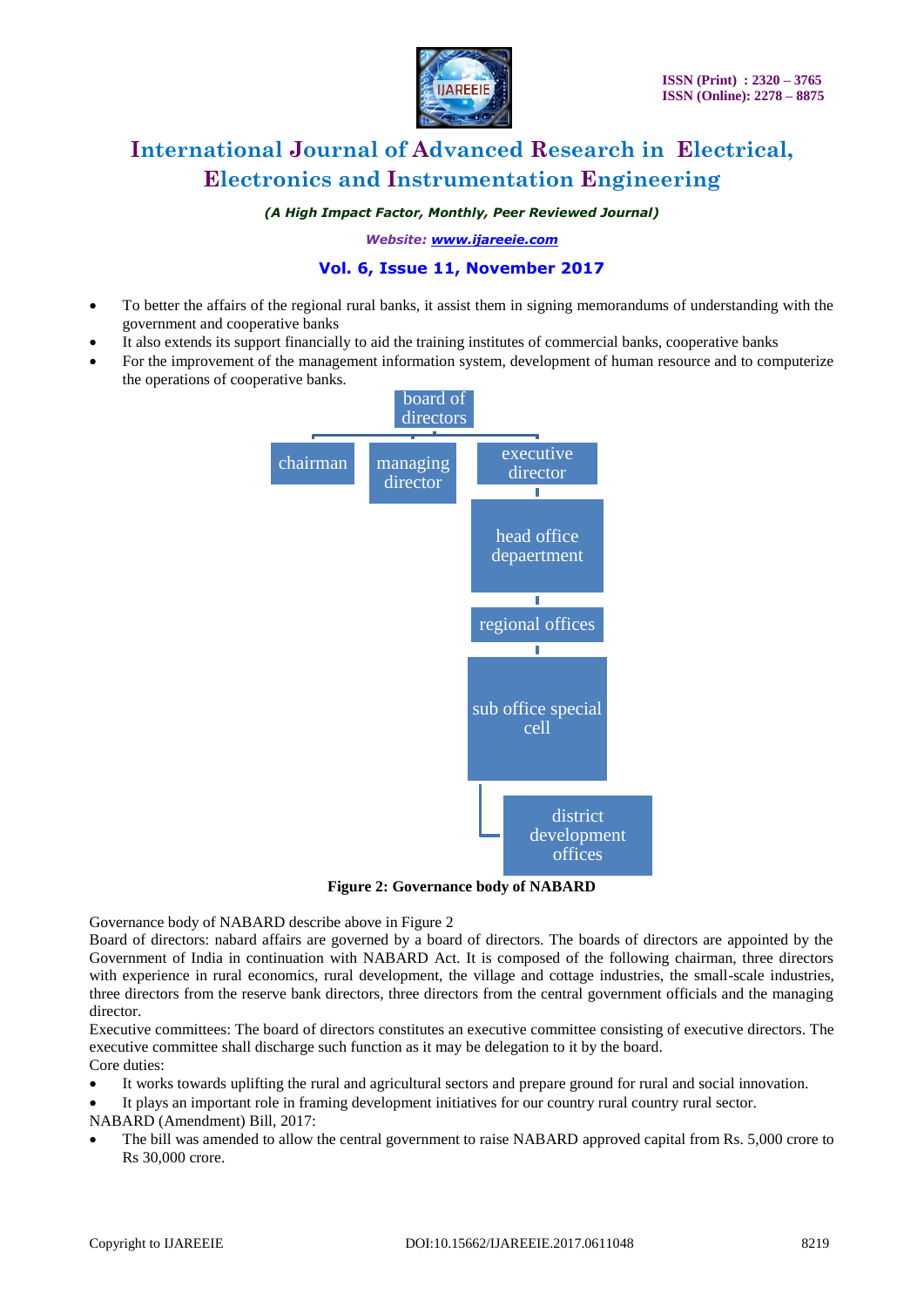- To better the affairs of the regional rural banks, it assist them in signing memorandums of understanding with the government and cooperative banks
- It also extends its support financially to aid the training institutes of commercial banks, cooperative banks
- For the improvement of the management information system, development of human resource and to computerize the operations of cooperative banks.

board of directors

chairman | managing director | executive director

head office depaertment

regional offices

sub office special cell

district development offices

**Figure 2: Governance body of NABARD**

Governance body of NABARD describe above in Figure 2

Board of directors: nabard affairs are governed by a board of directors. The boards of directors are appointed by the Government of India in continuation with NABARD Act. It is composed of the following chairman, three directors with experience in rural economics, rural development, the village and cottage industries, the small-scale industries, three directors from the reserve bank directors, three directors from the central government officials and the managing director.

Executive committees: The board of directors constitutes an executive committee consisting of executive directors. The executive committee shall discharge such function as it may be delegation to it by the board.

Core duties:

- It works towards uplifting the rural and agricultural sectors and prepare ground for rural and social innovation.
- It plays an important role in framing development initiatives for our country rural country rural sector.

NABARD (Amendment) Bill, 2017:

- The bill was amended to allow the central government to raise NABARD approved capital from Rs. 5,000 crore to Rs 30,000 crore.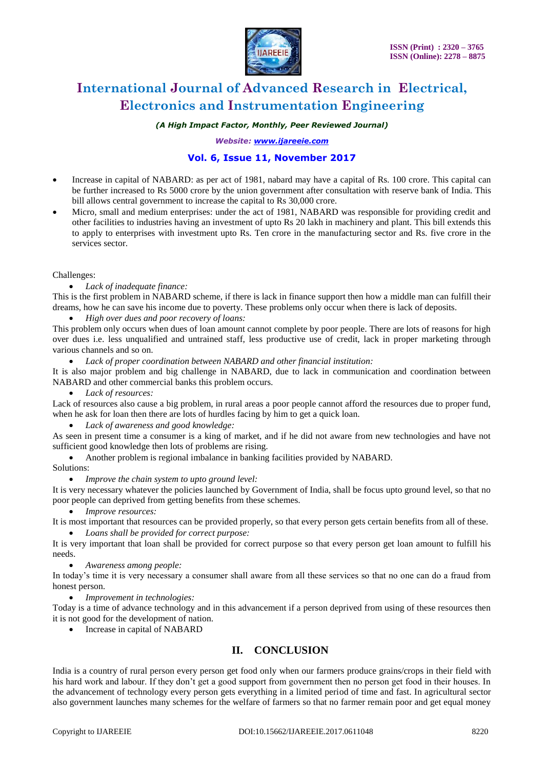- Increase in capital of NABARD: as per act of 1981, nabard may have a capital of Rs. 100 crore. This capital can be further increased to Rs 5000 crore by the union government after consultation with reserve bank of India. This bill allows central government to increase the capital to Rs 30,000 crore.
- Micro, small and medium enterprises: under the act of 1981, NABARD was responsible for providing credit and other facilities to industries having an investment of upto Rs 20 lakh in machinery and plant. This bill extends this to apply to enterprises with investment upto Rs. Ten crore in the manufacturing sector and Rs. five crore in the services sector.

Challenges:

- *Lack of inadequate finance:*

This is the first problem in NABARD scheme, if there is lack in finance support then how a middle man can fulfill their dreams, how he can save his income due to poverty. These problems only occur when there is lack of deposits.

- *High over dues and poor recovery of loans:*

This problem only occurs when dues of loan amount cannot complete by poor people. There are lots of reasons for high over dues i.e. less unqualified and untrained staff, less productive use of credit, lack in proper marketing through various channels and so on.

- *Lack of proper coordination between NABARD and other financial institution:*

It is also major problem and big challenge in NABARD, due to lack in communication and coordination between NABARD and other commercial banks this problem occurs.

- *Lack of resources:*

Lack of resources also cause a big problem, in rural areas a poor people cannot afford the resources due to proper fund, when he ask for loan then there are lots of hurdles facing by him to get a quick loan.

- *Lack of awareness and good knowledge:*

As seen in present time a consumer is a king of market, and if he did not aware from new technologies and have not sufficient good knowledge then lots of problems are rising.

- Another problem is regional imbalance in banking facilities provided by NABARD.

Solutions:

- *Improve the chain system to upto ground level:*

It is very necessary whatever the policies launched by Government of India, shall be focus upto ground level, so that no poor people can deprived from getting benefits from these schemes.

- *Improve resources:*

It is most important that resources can be provided properly, so that every person gets certain benefits from all of these.

- *Loans shall be provided for correct purpose:*

It is very important that loan shall be provided for correct purpose so that every person get loan amount to fulfill his needs.

- *Awareness among people:*

In today's time it is very necessary a consumer shall aware from all these services so that no one can do a fraud from honest person.

- *Improvement in technologies:*

Today is a time of advance technology and in this advancement if a person deprived from using of these resources then it is not good for the development of nation.

- Increase in capital of NABARD

## II. CONCLUSION

India is a country of rural person every person get food only when our farmers produce grains/crops in their field with his hard work and labour. If they don't get a good support from government then no person get food in their houses. In the advancement of technology every person gets everything in a limited period of time and fast. In agricultural sector also government launches many schemes for the welfare of farmers so that no farmer remain poor and get equal money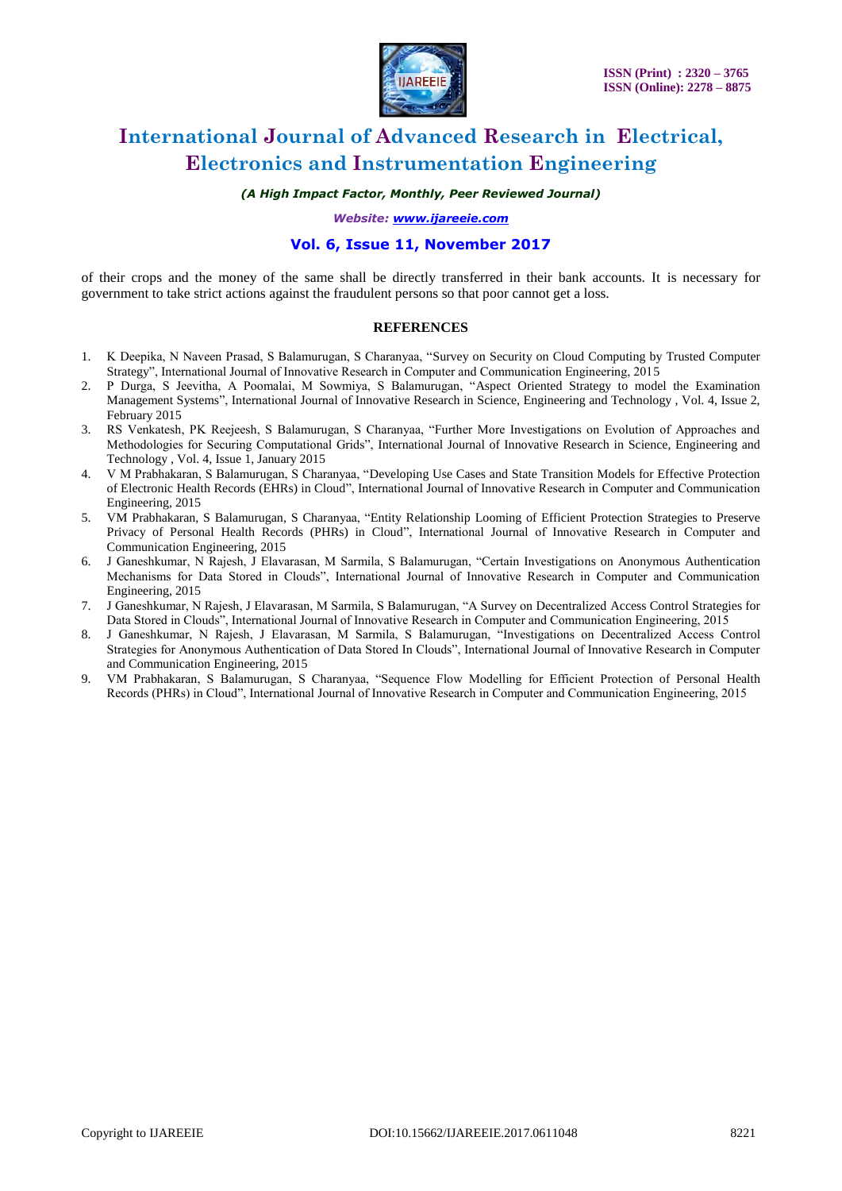of their crops and the money of the same shall be directly transferred in their bank accounts. It is necessary for government to take strict actions against the fraudulent persons so that poor cannot get a loss.

## REFERENCES

1. K Deepika, N Naveen Prasad, S Balamurugan, S Charanyaa, "Survey on Security on Cloud Computing by Trusted Computer Strategy", International Journal of Innovative Research in Computer and Communication Engineering, 2015
2. P Durga, S Jeevitha, A Poomalai, M Sowmiya, S Balamurugan, "Aspect Oriented Strategy to model the Examination Management Systems", International Journal of Innovative Research in Science, Engineering and Technology , Vol. 4, Issue 2, February 2015
3. RS Venkatesh, PK Reejeesh, S Balamurugan, S Charanyaa, "Further More Investigations on Evolution of Approaches and Methodologies for Securing Computational Grids", International Journal of Innovative Research in Science, Engineering and Technology , Vol. 4, Issue 1, January 2015
4. V M Prabhakaran, S Balamurugan, S Charanyaa, "Developing Use Cases and State Transition Models for Effective Protection of Electronic Health Records (EHRs) in Cloud", International Journal of Innovative Research in Computer and Communication Engineering, 2015
5. VM Prabhakaran, S Balamurugan, S Charanyaa, "Entity Relationship Looming of Efficient Protection Strategies to Preserve Privacy of Personal Health Records (PHRs) in Cloud", International Journal of Innovative Research in Computer and Communication Engineering, 2015
6. J Ganeshkumar, N Rajesh, J Elavarasan, M Sarmila, S Balamurugan, "Certain Investigations on Anonymous Authentication Mechanisms for Data Stored in Clouds", International Journal of Innovative Research in Computer and Communication Engineering, 2015
7. J Ganeshkumar, N Rajesh, J Elavarasan, M Sarmila, S Balamurugan, "A Survey on Decentralized Access Control Strategies for Data Stored in Clouds", International Journal of Innovative Research in Computer and Communication Engineering, 2015
8. J Ganeshkumar, N Rajesh, J Elavarasan, M Sarmila, S Balamurugan, "Investigations on Decentralized Access Control Strategies for Anonymous Authentication of Data Stored In Clouds", International Journal of Innovative Research in Computer and Communication Engineering, 2015
9. VM Prabhakaran, S Balamurugan, S Charanyaa, "Sequence Flow Modelling for Efficient Protection of Personal Health Records (PHRs) in Cloud", International Journal of Innovative Research in Computer and Communication Engineering, 2015